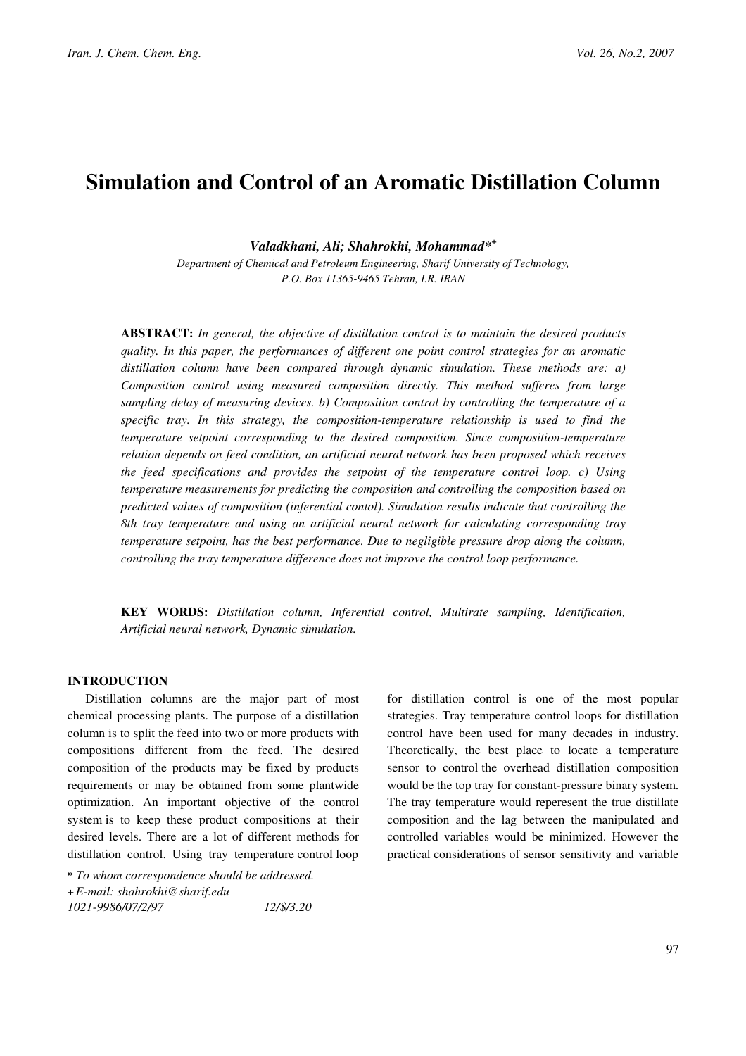# Simulation and Control of an Aromatic Distillation Column

***Valadkhani, Ali; Shahrokhi, Mohammad**\*+*

*Department of Chemical and Petroleum Engineering, Sharif University of Technology, P.O. Box 11365-9465 Tehran, I.R. IRAN*

**ABSTRACT:** *In general, the objective of distillation control is to maintain the desired products quality. In this paper, the performances of different one point control strategies for an aromatic distillation column have been compared through dynamic simulation. These methods are: a) Composition control using measured composition directly. This method sufferes from large sampling delay of measuring devices. b) Composition control by controlling the temperature of a specific tray. In this strategy, the composition-temperature relationship is used to find the temperature setpoint corresponding to the desired composition. Since composition-temperature relation depends on feed condition, an artificial neural network has been proposed which receives the feed specifications and provides the setpoint of the temperature control loop. c) Using temperature measurements for predicting the composition and controlling the composition based on predicted values of composition (inferential contol). Simulation results indicate that controlling the 8th tray temperature and using an artificial neural network for calculating corresponding tray temperature setpoint, has the best performance. Due to negligible pressure drop along the column, controlling the tray temperature difference does not improve the control loop performance.*

**KEY WORDS:** *Distillation column, Inferential control, Multirate sampling, Identification, Artificial neural network, Dynamic simulation.*

## INTRODUCTION

Distillation columns are the major part of most chemical processing plants. The purpose of a distillation column is to split the feed into two or more products with compositions different from the feed. The desired composition of the products may be fixed by products requirements or may be obtained from some plantwide optimization. An important objective of the control system is to keep these product compositions at their desired levels. There are a lot of different methods for distillation control. Using tray temperature control loop for distillation control is one of the most popular strategies. Tray temperature control loops for distillation control have been used for many decades in industry. Theoretically, the best place to locate a temperature sensor to control the overhead distillation composition would be the top tray for constant-pressure binary system. The tray temperature would reperesent the true distillate composition and the lag between the manipulated and controlled variables would be minimized. However the practical considerations of sensor sensitivity and variable

\* *To whom correspondence should be addressed.*
\+ *E-mail: shahrokhi@sharif.edu*
*1021-9986/07/2/97 12/$/3.20*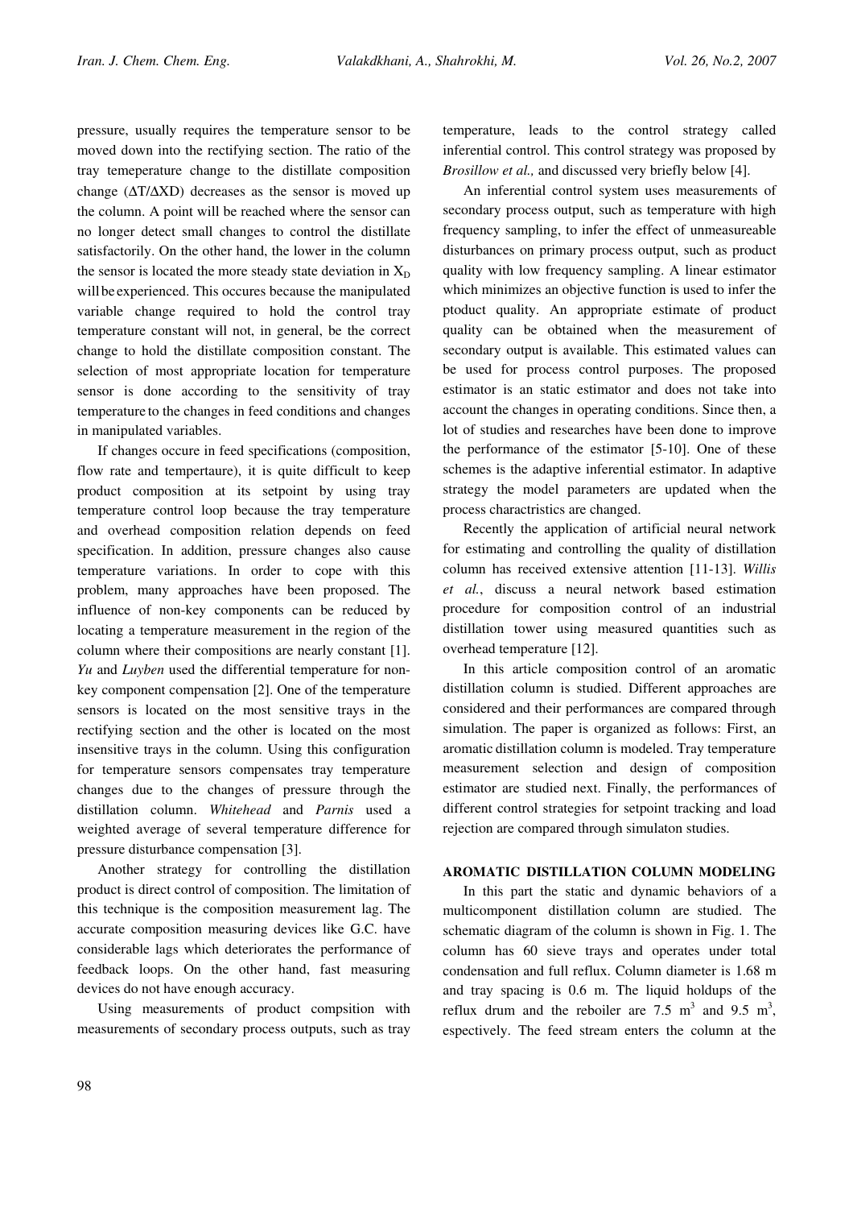pressure, usually requires the temperature sensor to be moved down into the rectifying section. The ratio of the tray temeperature change to the distillate composition change ($\Delta T/\Delta XD$) decreases as the sensor is moved up the column. A point will be reached where the sensor can no longer detect small changes to control the distillate satisfactorily. On the other hand, the lower in the column the sensor is located the more steady state deviation in $X_D$ will be experienced. This occures because the manipulated variable change required to hold the control tray temperature constant will not, in general, be the correct change to hold the distillate composition constant. The selection of most appropriate location for temperature sensor is done according to the sensitivity of tray temperature to the changes in feed conditions and changes in manipulated variables.

If changes occure in feed specifications (composition, flow rate and tempertaure), it is quite difficult to keep product composition at its setpoint by using tray temperature control loop because the tray temperature and overhead composition relation depends on feed specification. In addition, pressure changes also cause temperature variations. In order to cope with this problem, many approaches have been proposed. The influence of non-key components can be reduced by locating a temperature measurement in the region of the column where their compositions are nearly constant [1]. *Yu* and *Luyben* used the differential temperature for non-key component compensation [2]. One of the temperature sensors is located on the most sensitive trays in the rectifying section and the other is located on the most insensitive trays in the column. Using this configuration for temperature sensors compensates tray temperature changes due to the changes of pressure through the distillation column. *Whitehead* and *Parnis* used a weighted average of several temperature difference for pressure disturbance compensation [3].

Another strategy for controlling the distillation product is direct control of composition. The limitation of this technique is the composition measurement lag. The accurate composition measuring devices like G.C. have considerable lags which deteriorates the performance of feedback loops. On the other hand, fast measuring devices do not have enough accuracy.

Using measurements of product compsition with measurements of secondary process outputs, such as tray temperature, leads to the control strategy called inferential control. This control strategy was proposed by *Brosillow et al.,* and discussed very briefly below [4].

An inferential control system uses measurements of secondary process output, such as temperature with high frequency sampling, to infer the effect of unmeasureable disturbances on primary process output, such as product quality with low frequency sampling. A linear estimator which minimizes an objective function is used to infer the ptoduct quality. An appropriate estimate of product quality can be obtained when the measurement of secondary output is available. This estimated values can be used for process control purposes. The proposed estimator is an static estimator and does not take into account the changes in operating conditions. Since then, a lot of studies and researches have been done to improve the performance of the estimator [5-10]. One of these schemes is the adaptive inferential estimator. In adaptive strategy the model parameters are updated when the process charactristics are changed.

Recently the application of artificial neural network for estimating and controlling the quality of distillation column has received extensive attention [11-13]. *Willis et al.*, discuss a neural network based estimation procedure for composition control of an industrial distillation tower using measured quantities such as overhead temperature [12].

In this article composition control of an aromatic distillation column is studied. Different approaches are considered and their performances are compared through simulation. The paper is organized as follows: First, an aromatic distillation column is modeled. Tray temperature measurement selection and design of composition estimator are studied next. Finally, the performances of different control strategies for setpoint tracking and load rejection are compared through simulaton studies.

## AROMATIC DISTILLATION COLUMN MODELING

In this part the static and dynamic behaviors of a multicomponent distillation column are studied. The schematic diagram of the column is shown in Fig. 1. The column has 60 sieve trays and operates under total condensation and full reflux. Column diameter is 1.68 m and tray spacing is 0.6 m. The liquid holdups of the reflux drum and the reboiler are 7.5 $m^3$ and 9.5 $m^3$, espectively. The feed stream enters the column at the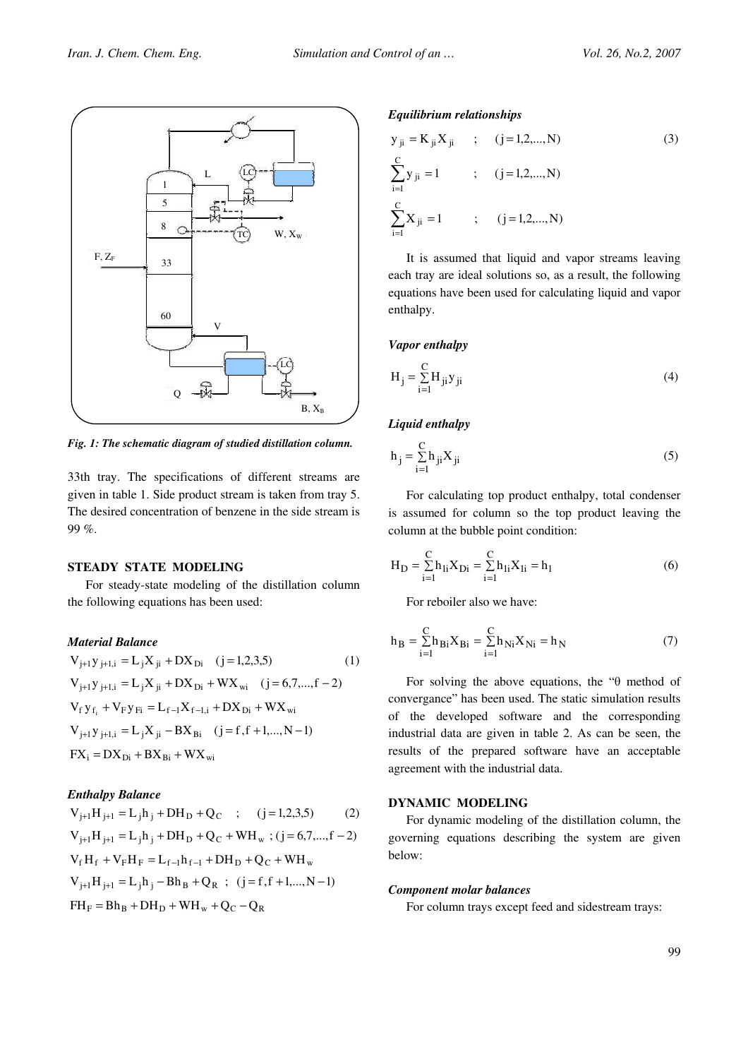*Fig. 1: The schematic diagram of studied distillation column.*

33th tray. The specifications of different streams are given in table 1. Side product stream is taken from tray 5. The desired concentration of benzene in the side stream is 99 %.

## STEADY STATE MODELING

For steady-state modeling of the distillation column the following equations has been used:

### *Material Balance*

$$V_{j+1}y_{j+1,i} = L_jX_{ji} + DX_{Di} \quad (j=1,2,3,5) \tag{1}$$

$$V_{j+1}y_{j+1,i} = L_jX_{ji} + DX_{Di} + WX_{wi} \quad (j=6,7,...,f-2)$$

$$V_f y_{f_i} + V_F y_{Fi} = L_{f-1}X_{f-1,i} + DX_{Di} + WX_{wi}$$

$$V_{j+1}y_{j+1,i} = L_jX_{ji} - BX_{Bi} \quad (j=f,f+1,...,N-1)$$

$$FX_i = DX_{Di} + BX_{Bi} + WX_{wi}$$

### *Enthalpy Balance*

$$V_{j+1}H_{j+1} = L_jh_j + DH_D + Q_C \quad ; \quad (j=1,2,3,5) \tag{2}$$

$$V_{j+1}H_{j+1} = L_jh_j + DH_D + Q_C + WH_w \ ; (j=6,7,...,f-2)$$

$$V_fH_f + V_FH_F = L_{f-1}h_{f-1} + DH_D + Q_C + WH_w$$

$$V_{j+1}H_{j+1} = L_jh_j - Bh_B + Q_R \ ; \ (j=f,f+1,...,N-1)$$

$$FH_F = Bh_B + DH_D + WH_w + Q_C - Q_R$$

### *Equilibrium relationships*

$$y_{ji} = K_{ji}X_{ji} \quad ; \quad (j=1,2,...,N) \tag{3}$$

$$\sum_{i=1}^{C} y_{ji} = 1 \quad ; \quad (j=1,2,...,N)$$

$$\sum_{i=1}^{C} X_{ji} = 1 \quad ; \quad (j=1,2,...,N)$$

It is assumed that liquid and vapor streams leaving each tray are ideal solutions so, as a result, the following equations have been used for calculating liquid and vapor enthalpy.

### *Vapor enthalpy*

$$H_j = \sum_{i=1}^{C} H_{ji}y_{ji} \tag{4}$$

### *Liquid enthalpy*

$$h_j = \sum_{i=1}^{C} h_{ji}X_{ji} \tag{5}$$

For calculating top product enthalpy, total condenser is assumed for column so the top product leaving the column at the bubble point condition:

$$H_D = \sum_{i=1}^{C} h_{1i}X_{Di} = \sum_{i=1}^{C} h_{1i}X_{1i} = h_1 \tag{6}$$

For reboiler also we have:

$$h_B = \sum_{i=1}^{C} h_{Bi}X_{Bi} = \sum_{i=1}^{C} h_{Ni}X_{Ni} = h_N \tag{7}$$

For solving the above equations, the "θ method of convergance" has been used. The static simulation results of the developed software and the corresponding industrial data are given in table 2. As can be seen, the results of the prepared software have an acceptable agreement with the industrial data.

## DYNAMIC MODELING

For dynamic modeling of the distillation column, the governing equations describing the system are given below:

### *Component molar balances*

For column trays except feed and sidestream trays: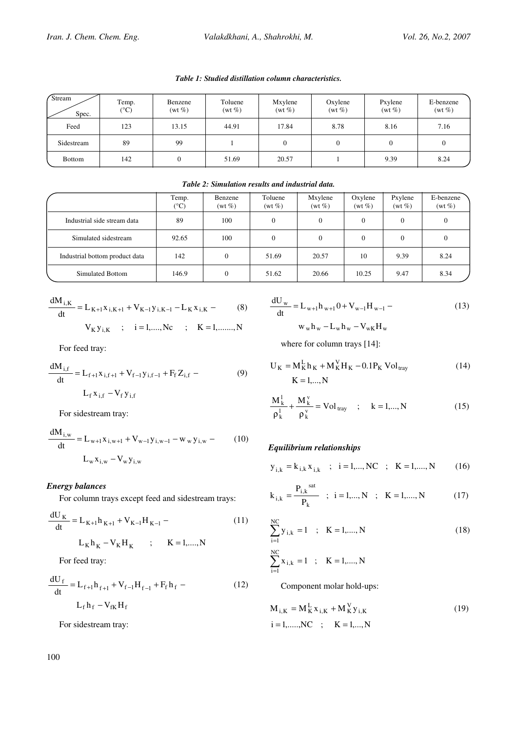*Table 1: Studied distillation column characteristics.*

| Stream / Spec. | Temp. (°C) | Benzene (wt %) | Toluene (wt %) | Mxylene (wt %) | Oxylene (wt %) | Pxylene (wt %) | E-benzene (wt %) |
|---|---|---|---|---|---|---|---|
| Feed | 123 | 13.15 | 44.91 | 17.84 | 8.78 | 8.16 | 7.16 |
| Sidestream | 89 | 99 | 1 | 0 | 0 | 0 | 0 |
| Bottom | 142 | 0 | 51.69 | 20.57 | 1 | 9.39 | 8.24 |

*Table 2: Simulation results and industrial data.*

| | Temp. (°C) | Benzene (wt %) | Toluene (wt %) | Mxylene (wt %) | Oxylene (wt %) | Pxylene (wt %) | E-benzene (wt %) |
|---|---|---|---|---|---|---|---|
| Industrial side stream data | 89 | 100 | 0 | 0 | 0 | 0 | 0 |
| Simulated sidestream | 92.65 | 100 | 0 | 0 | 0 | 0 | 0 |
| Industrial bottom product data | 142 | 0 | 51.69 | 20.57 | 10 | 9.39 | 8.24 |
| Simulated Bottom | 146.9 | 0 | 51.62 | 20.66 | 10.25 | 9.47 | 8.34 |

$$\frac{dM_{i,K}}{dt} = L_{K+1}x_{i,K+1} + V_{K-1}y_{i,K-1} - L_K x_{i,K} - V_K y_{i,K} \quad ; \quad i = 1,....,Nc \quad ; \quad K = 1,......,N \tag{8}$$

For feed tray:

$$\frac{dM_{i,f}}{dt} = L_{f+1}x_{i,f+1} + V_{f-1}y_{i,f-1} + F_f Z_{i,f} - L_f x_{i,f} - V_f y_{i,f} \tag{9}$$

For sidestream tray:

$$\frac{dM_{i,w}}{dt} = L_{w+1}x_{i,w+1} + V_{w-1}y_{i,w-1} - w_w y_{i,w} - L_w x_{i,w} - V_w y_{i,w} \tag{10}$$

### *Energy balances*

For column trays except feed and sidestream trays:

$$\frac{dU_K}{dt} = L_{K+1}h_{K+1} + V_{K-1}H_{K-1} - L_K h_K - V_K H_K \quad ; \quad K = 1,....,N \tag{11}$$

For feed tray:

$$\frac{dU_f}{dt} = L_{f+1}h_{f+1} + V_{f-1}H_{f-1} + F_f h_f - L_f h_f - V_{fK}H_f \tag{12}$$

For sidestream tray:

$$\frac{dU_w}{dt} = L_{w+1}h_{w+1}0 + V_{w-1}H_{w-1} - w_w h_w - L_w h_w - V_{wK}H_w \tag{13}$$

where for column trays [14]:

$$U_K = M_K^L h_K + M_K^V H_K - 0.1 P_K \, Vol_{tray} \quad K = 1,...,N \tag{14}$$

$$\frac{M_k^l}{\rho_k^l} + \frac{M_k^v}{\rho_k^v} = Vol_{tray} \quad ; \quad k = 1,...,N \tag{15}$$

### *Equilibrium relationships*

$$y_{i,k} = k_{i,k} x_{i,k} \quad ; \quad i = 1,...,NC \quad ; \quad K = 1,....,N \tag{16}$$

$$k_{i,k} = \frac{P_{i,k}^{sat}}{P_k} \quad ; \quad i = 1,...,N \quad ; \quad K = 1,....,N \tag{17}$$

$$\sum_{i=1}^{NC} y_{i,k} = 1 \quad ; \quad K = 1,....,N \tag{18}$$

$$\sum_{i=1}^{NC} x_{i,k} = 1 \quad ; \quad K = 1,....,N$$

Component molar hold-ups:

$$M_{i,K} = M_K^L x_{i,K} + M_K^V y_{i,K} \quad i = 1,.....,NC \quad ; \quad K = 1,...,N \tag{19}$$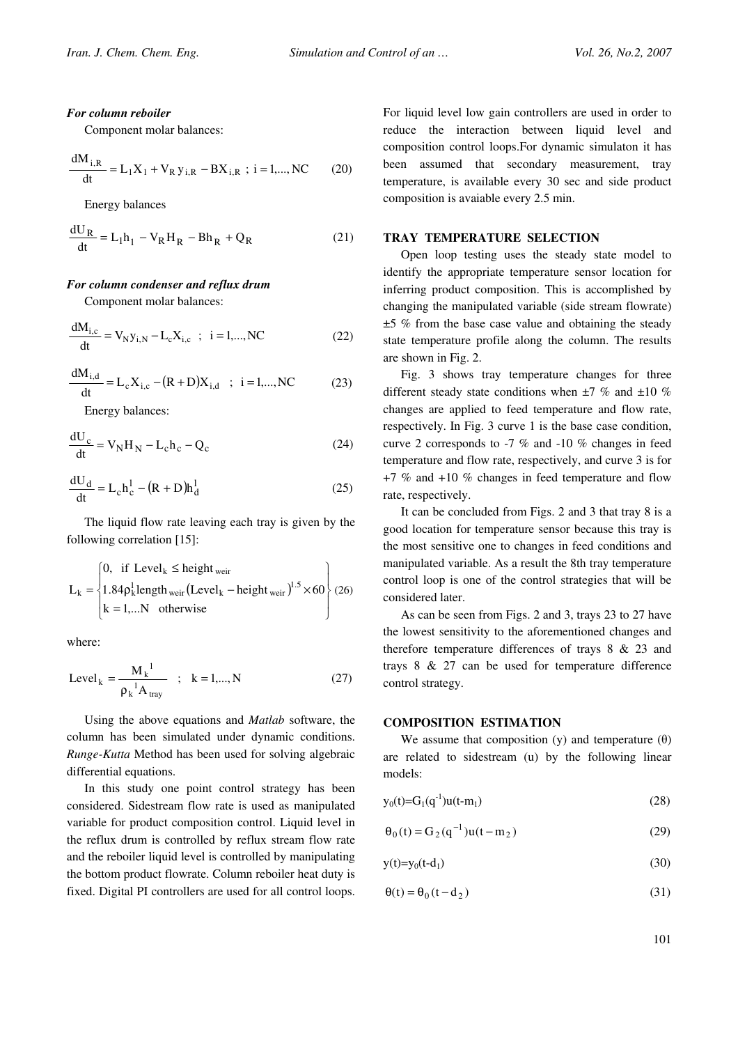***For column reboiler***

Component molar balances:

$$\frac{dM_{i,R}}{dt} = L_1 X_1 + V_R y_{i,R} - BX_{i,R} \;;\; i = 1,...,NC \qquad (20)$$

Energy balances

$$\frac{dU_R}{dt} = L_1 h_1 - V_R H_R - Bh_R + Q_R \qquad (21)$$

***For column condenser and reflux drum***

Component molar balances:

$$\frac{dM_{i,c}}{dt} = V_N y_{i,N} - L_c X_{i,c} \;\;;\;\; i = 1,...,NC \qquad (22)$$

$$\frac{dM_{i,d}}{dt} = L_c X_{i,c} - (R + D) X_{i,d} \;\;;\;\; i = 1,...,NC \qquad (23)$$

Energy balances:

$$\frac{dU_c}{dt} = V_N H_N - L_c h_c - Q_c \qquad (24)$$

$$\frac{dU_d}{dt} = L_c h_c^l - (R + D) h_d^l \qquad (25)$$

The liquid flow rate leaving each tray is given by the following correlation [15]:

$$L_k = \begin{Bmatrix} 0, \;\; \text{if } \text{Level}_k \le \text{height}_{\text{weir}} \\ 1.84 \rho_k^l \text{length}_{\text{weir}} (\text{Level}_k - \text{height}_{\text{weir}})^{1.5} \times 60 \\ k = 1,...N \;\;\; \text{otherwise} \end{Bmatrix} \qquad (26)$$

where:

$$\text{Level}_k = \frac{M_k^{\,l}}{\rho_k^{\,l} A_{\text{tray}}} \quad ; \quad k = 1,..., N \qquad (27)$$

Using the above equations and *Matlab* software, the column has been simulated under dynamic conditions. *Runge-Kutta* Method has been used for solving algebraic differential equations.

In this study one point control strategy has been considered. Sidestream flow rate is used as manipulated variable for product composition control. Liquid level in the reflux drum is controlled by reflux stream flow rate and the reboiler liquid level is controlled by manipulating the bottom product flowrate. Column reboiler heat duty is fixed. Digital PI controllers are used for all control loops. For liquid level low gain controllers are used in order to reduce the interaction between liquid level and composition control loops.For dynamic simulaton it has been assumed that secondary measurement, tray temperature, is available every 30 sec and side product composition is avaiable every 2.5 min.

## TRAY TEMPERATURE SELECTION

Open loop testing uses the steady state model to identify the appropriate temperature sensor location for inferring product composition. This is accomplished by changing the manipulated variable (side stream flowrate) ±5 % from the base case value and obtaining the steady state temperature profile along the column. The results are shown in Fig. 2.

Fig. 3 shows tray temperature changes for three different steady state conditions when ±7 % and ±10 % changes are applied to feed temperature and flow rate, respectively. In Fig. 3 curve 1 is the base case condition, curve 2 corresponds to -7 % and -10 % changes in feed temperature and flow rate, respectively, and curve 3 is for +7 % and +10 % changes in feed temperature and flow rate, respectively.

It can be concluded from Figs. 2 and 3 that tray 8 is a good location for temperature sensor because this tray is the most sensitive one to changes in feed conditions and manipulated variable. As a result the 8th tray temperature control loop is one of the control strategies that will be considered later.

As can be seen from Figs. 2 and 3, trays 23 to 27 have the lowest sensitivity to the aforementioned changes and therefore temperature differences of trays 8 & 23 and trays 8 & 27 can be used for temperature difference control strategy.

## COMPOSITION ESTIMATION

We assume that composition (y) and temperature (θ) are related to sidestream (u) by the following linear models:

$$y_0(t) = G_1(q^{-1})u(t - m_1) \qquad (28)$$

$$\theta_0(t) = G_2(q^{-1})u(t - m_2) \qquad (29)$$

$$y(t) = y_0(t - d_1) \qquad (30)$$

$$\theta(t) = \theta_0(t - d_2) \qquad (31)$$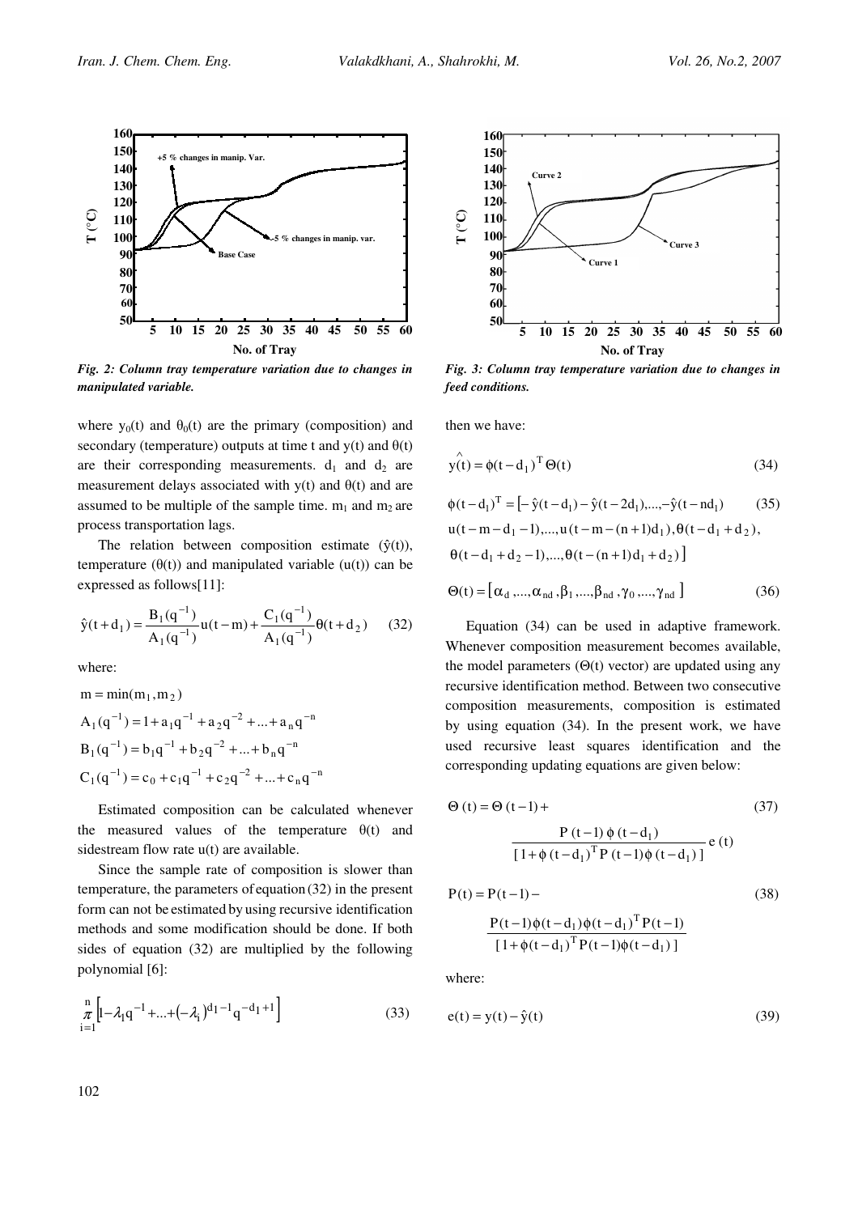*Fig. 2: Column tray temperature variation due to changes in manipulated variable.*

*Fig. 3: Column tray temperature variation due to changes in feed conditions.*

where $y_0(t)$ and $\theta_0(t)$ are the primary (composition) and secondary (temperature) outputs at time t and $y(t)$ and $\theta(t)$ are their corresponding measurements. $d_1$ and $d_2$ are measurement delays associated with $y(t)$ and $\theta(t)$ and are assumed to be multiple of the sample time. $m_1$ and $m_2$ are process transportation lags.

The relation between composition estimate ($\hat{y}(t)$), temperature ($\theta(t)$) and manipulated variable ($u(t)$) can be expressed as follows[11]:

$$\hat{y}(t+d_1) = \frac{B_1(q^{-1})}{A_1(q^{-1})}u(t-m) + \frac{C_1(q^{-1})}{A_1(q^{-1})}\theta(t+d_2) \qquad (32)$$

where:

$$m = \min(m_1, m_2)$$

$$A_1(q^{-1}) = 1 + a_1 q^{-1} + a_2 q^{-2} + \ldots + a_n q^{-n}$$

$$B_1(q^{-1}) = b_1 q^{-1} + b_2 q^{-2} + \ldots + b_n q^{-n}$$

$$C_1(q^{-1}) = c_0 + c_1 q^{-1} + c_2 q^{-2} + \ldots + c_n q^{-n}$$

Estimated composition can be calculated whenever the measured values of the temperature $\theta(t)$ and sidestream flow rate $u(t)$ are available.

Since the sample rate of composition is slower than temperature, the parameters of equation (32) in the present form can not be estimated by using recursive identification methods and some modification should be done. If both sides of equation (32) are multiplied by the following polynomial [6]:

$$\prod_{i=1}^{n}\left[1 - \lambda_1 q^{-1} + \ldots + (-\lambda_i)^{d_1-1} q^{-d_1+1}\right] \qquad (33)$$

then we have:

$$\hat{y}(t) = \phi(t-d_1)^T \Theta(t) \qquad (34)$$

$$\phi(t-d_1)^T = [-\hat{y}(t-d_1) - \hat{y}(t-2d_1), \ldots, -\hat{y}(t-nd_1) \qquad (35)$$
$$u(t-m-d_1-1), \ldots, u(t-m-(n+1)d_1), \theta(t-d_1+d_2),$$
$$\theta(t-d_1+d_2-1), \ldots, \theta(t-(n+1)d_1+d_2)]$$

$$\Theta(t) = [\alpha_d, \ldots, \alpha_{nd}, \beta_1, \ldots, \beta_{nd}, \gamma_0, \ldots, \gamma_{nd}] \qquad (36)$$

Equation (34) can be used in adaptive framework. Whenever composition measurement becomes available, the model parameters ($\Theta(t)$ vector) are updated using any recursive identification method. Between two consecutive composition measurements, composition is estimated by using equation (34). In the present work, we have used recursive least squares identification and the corresponding updating equations are given below:

$$\Theta(t) = \Theta(t-1) + \frac{P(t-1)\,\phi(t-d_1)}{[1 + \phi(t-d_1)^T P(t-1)\phi(t-d_1)]} e(t) \qquad (37)$$

$$P(t) = P(t-1) - \frac{P(t-1)\phi(t-d_1)\phi(t-d_1)^T P(t-1)}{[1 + \phi(t-d_1)^T P(t-1)\phi(t-d_1)]} \qquad (38)$$

where:

$$e(t) = y(t) - \hat{y}(t) \qquad (39)$$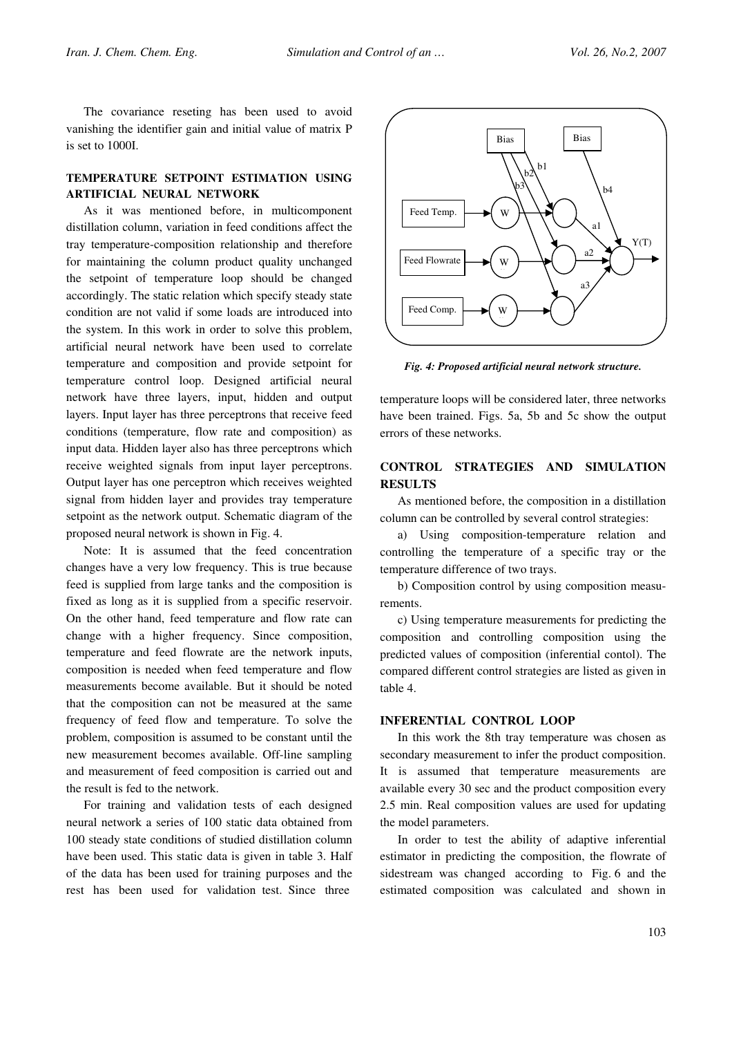The covariance reseting has been used to avoid vanishing the identifier gain and initial value of matrix P is set to 1000I.

## TEMPERATURE SETPOINT ESTIMATION USING ARTIFICIAL NEURAL NETWORK

As it was mentioned before, in multicomponent distillation column, variation in feed conditions affect the tray temperature-composition relationship and therefore for maintaining the column product quality unchanged the setpoint of temperature loop should be changed accordingly. The static relation which specify steady state condition are not valid if some loads are introduced into the system. In this work in order to solve this problem, artificial neural network have been used to correlate temperature and composition and provide setpoint for temperature control loop. Designed artificial neural network have three layers, input, hidden and output layers. Input layer has three perceptrons that receive feed conditions (temperature, flow rate and composition) as input data. Hidden layer also has three perceptrons which receive weighted signals from input layer perceptrons. Output layer has one perceptron which receives weighted signal from hidden layer and provides tray temperature setpoint as the network output. Schematic diagram of the proposed neural network is shown in Fig. 4.

Note: It is assumed that the feed concentration changes have a very low frequency. This is true because feed is supplied from large tanks and the composition is fixed as long as it is supplied from a specific reservoir. On the other hand, feed temperature and flow rate can change with a higher frequency. Since composition, temperature and feed flowrate are the network inputs, composition is needed when feed temperature and flow measurements become available. But it should be noted that the composition can not be measured at the same frequency of feed flow and temperature. To solve the problem, composition is assumed to be constant until the new measurement becomes available. Off-line sampling and measurement of feed composition is carried out and the result is fed to the network.

For training and validation tests of each designed neural network a series of 100 static data obtained from 100 steady state conditions of studied distillation column have been used. This static data is given in table 3. Half of the data has been used for training purposes and the rest has been used for validation test. Since three temperature loops will be considered later, three networks have been trained. Figs. 5a, 5b and 5c show the output errors of these networks.

*Fig. 4: Proposed artificial neural network structure.*

## CONTROL STRATEGIES AND SIMULATION RESULTS

As mentioned before, the composition in a distillation column can be controlled by several control strategies:

a) Using composition-temperature relation and controlling the temperature of a specific tray or the temperature difference of two trays.

b) Composition control by using composition measurements.

c) Using temperature measurements for predicting the composition and controlling composition using the predicted values of composition (inferential contol). The compared different control strategies are listed as given in table 4.

## INFERENTIAL CONTROL LOOP

In this work the 8th tray temperature was chosen as secondary measurement to infer the product composition. It is assumed that temperature measurements are available every 30 sec and the product composition every 2.5 min. Real composition values are used for updating the model parameters.

In order to test the ability of adaptive inferential estimator in predicting the composition, the flowrate of sidestream was changed according to Fig. 6 and the estimated composition was calculated and shown in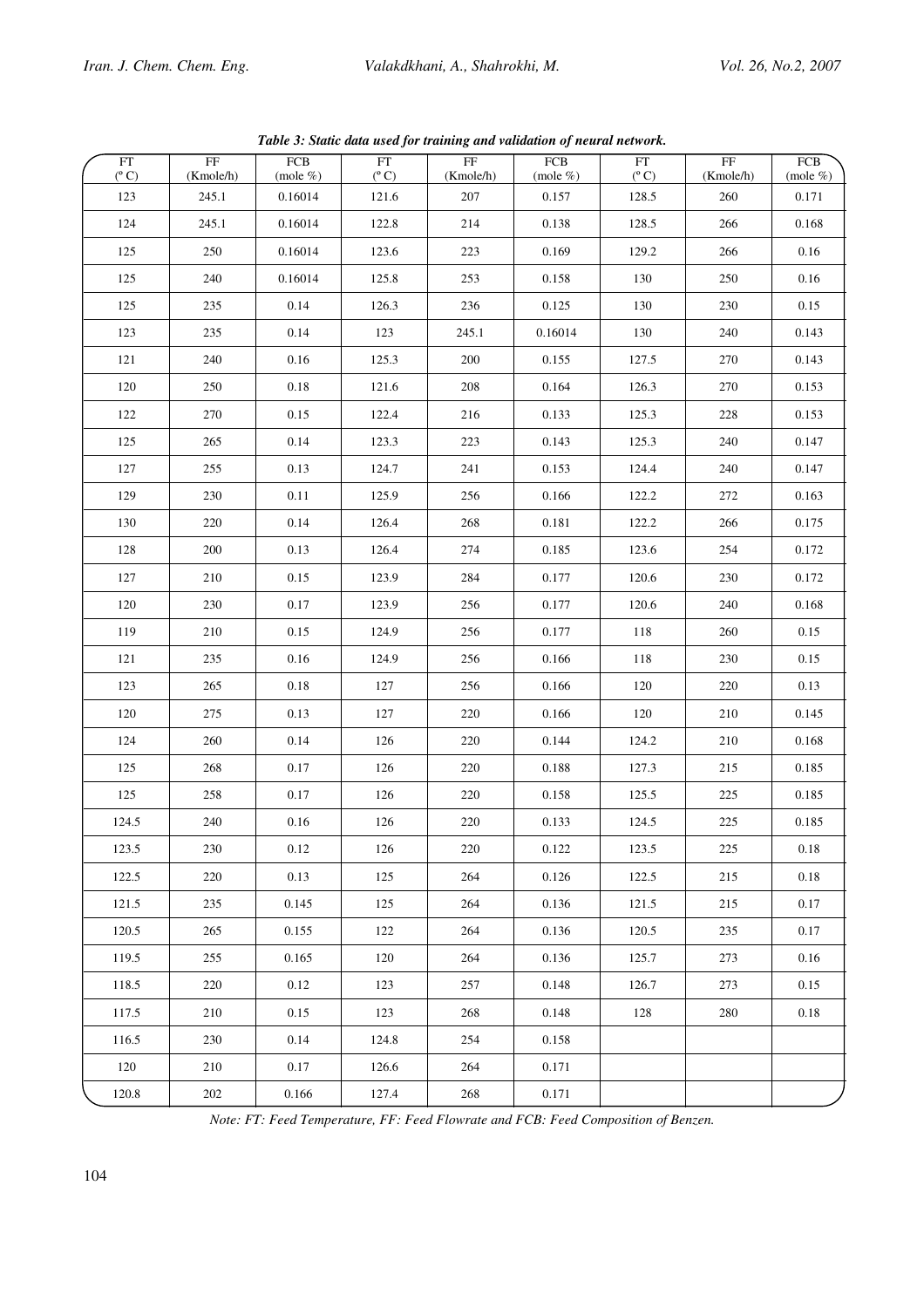***Table 3: Static data used for training and validation of neural network.***

| FT (° C) | FF (Kmole/h) | FCB (mole %) | FT (° C) | FF (Kmole/h) | FCB (mole %) | FT (° C) | FF (Kmole/h) | FCB (mole %) |
|---|---|---|---|---|---|---|---|---|
| 123 | 245.1 | 0.16014 | 121.6 | 207 | 0.157 | 128.5 | 260 | 0.171 |
| 124 | 245.1 | 0.16014 | 122.8 | 214 | 0.138 | 128.5 | 266 | 0.168 |
| 125 | 250 | 0.16014 | 123.6 | 223 | 0.169 | 129.2 | 266 | 0.16 |
| 125 | 240 | 0.16014 | 125.8 | 253 | 0.158 | 130 | 250 | 0.16 |
| 125 | 235 | 0.14 | 126.3 | 236 | 0.125 | 130 | 230 | 0.15 |
| 123 | 235 | 0.14 | 123 | 245.1 | 0.16014 | 130 | 240 | 0.143 |
| 121 | 240 | 0.16 | 125.3 | 200 | 0.155 | 127.5 | 270 | 0.143 |
| 120 | 250 | 0.18 | 121.6 | 208 | 0.164 | 126.3 | 270 | 0.153 |
| 122 | 270 | 0.15 | 122.4 | 216 | 0.133 | 125.3 | 228 | 0.153 |
| 125 | 265 | 0.14 | 123.3 | 223 | 0.143 | 125.3 | 240 | 0.147 |
| 127 | 255 | 0.13 | 124.7 | 241 | 0.153 | 124.4 | 240 | 0.147 |
| 129 | 230 | 0.11 | 125.9 | 256 | 0.166 | 122.2 | 272 | 0.163 |
| 130 | 220 | 0.14 | 126.4 | 268 | 0.181 | 122.2 | 266 | 0.175 |
| 128 | 200 | 0.13 | 126.4 | 274 | 0.185 | 123.6 | 254 | 0.172 |
| 127 | 210 | 0.15 | 123.9 | 284 | 0.177 | 120.6 | 230 | 0.172 |
| 120 | 230 | 0.17 | 123.9 | 256 | 0.177 | 120.6 | 240 | 0.168 |
| 119 | 210 | 0.15 | 124.9 | 256 | 0.177 | 118 | 260 | 0.15 |
| 121 | 235 | 0.16 | 124.9 | 256 | 0.166 | 118 | 230 | 0.15 |
| 123 | 265 | 0.18 | 127 | 256 | 0.166 | 120 | 220 | 0.13 |
| 120 | 275 | 0.13 | 127 | 220 | 0.166 | 120 | 210 | 0.145 |
| 124 | 260 | 0.14 | 126 | 220 | 0.144 | 124.2 | 210 | 0.168 |
| 125 | 268 | 0.17 | 126 | 220 | 0.188 | 127.3 | 215 | 0.185 |
| 125 | 258 | 0.17 | 126 | 220 | 0.158 | 125.5 | 225 | 0.185 |
| 124.5 | 240 | 0.16 | 126 | 220 | 0.133 | 124.5 | 225 | 0.185 |
| 123.5 | 230 | 0.12 | 126 | 220 | 0.122 | 123.5 | 225 | 0.18 |
| 122.5 | 220 | 0.13 | 125 | 264 | 0.126 | 122.5 | 215 | 0.18 |
| 121.5 | 235 | 0.145 | 125 | 264 | 0.136 | 121.5 | 215 | 0.17 |
| 120.5 | 265 | 0.155 | 122 | 264 | 0.136 | 120.5 | 235 | 0.17 |
| 119.5 | 255 | 0.165 | 120 | 264 | 0.136 | 125.7 | 273 | 0.16 |
| 118.5 | 220 | 0.12 | 123 | 257 | 0.148 | 126.7 | 273 | 0.15 |
| 117.5 | 210 | 0.15 | 123 | 268 | 0.148 | 128 | 280 | 0.18 |
| 116.5 | 230 | 0.14 | 124.8 | 254 | 0.158 | | | |
| 120 | 210 | 0.17 | 126.6 | 264 | 0.171 | | | |
| 120.8 | 202 | 0.166 | 127.4 | 268 | 0.171 | | | |

*Note: FT: Feed Temperature, FF: Feed Flowrate and FCB: Feed Composition of Benzen.*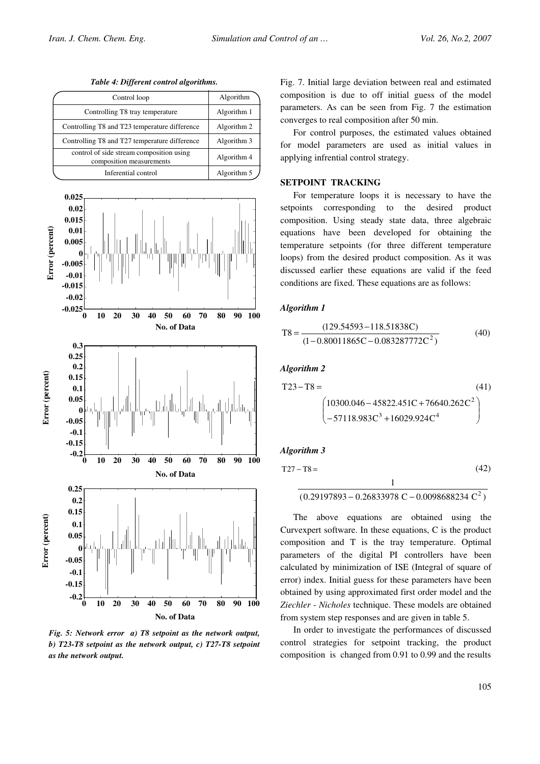*Table 4: Different control algorithms.*

| Control loop | Algorithm |
|---|---|
| Controlling T8 tray temperature | Algorithm 1 |
| Controlling T8 and T23 temperature difference | Algorithm 2 |
| Controlling T8 and T27 temperature difference | Algorithm 3 |
| control of side stream composition using composition measurements | Algorithm 4 |
| Inferential control | Algorithm 5 |

*Fig. 5: Network error a) T8 setpoint as the network output, b) T23-T8 setpoint as the network output, c) T27-T8 setpoint as the network output.*

Fig. 7. Initial large deviation between real and estimated composition is due to off initial guess of the model parameters. As can be seen from Fig. 7 the estimation converges to real composition after 50 min.

For control purposes, the estimated values obtained for model parameters are used as initial values in applying infrential control strategy.

## SETPOINT TRACKING

For temperature loops it is necessary to have the setpoints corresponding to the desired product composition. Using steady state data, three algebraic equations have been developed for obtaining the temperature setpoints (for three different temperature loops) from the desired product composition. As it was discussed earlier these equations are valid if the feed conditions are fixed. These equations are as follows:

### *Algorithm 1*

$$T8 = \frac{(129.54593 - 118.51838C)}{(1 - 0.80011865C - 0.083287772C^2)} \tag{40}$$

### *Algorithm 2*

$$T23 - T8 = \begin{pmatrix} 10300.046 - 45822.451C + 76640.262C^2 \\ -57118.983C^3 + 16029.924C^4 \end{pmatrix} \tag{41}$$

### *Algorithm 3*

$$T27 - T8 = \frac{1}{(0.29197893 - 0.26833978\,C - 0.0098688234\,C^2)} \tag{42}$$

The above equations are obtained using the Curvexpert software. In these equations, C is the product composition and T is the tray temperature. Optimal parameters of the digital PI controllers have been calculated by minimization of ISE (Integral of square of error) index. Initial guess for these parameters have been obtained by using approximated first order model and the *Ziechler - Nicholes* technique. These models are obtained from system step responses and are given in table 5.

In order to investigate the performances of discussed control strategies for setpoint tracking, the product composition is changed from 0.91 to 0.99 and the results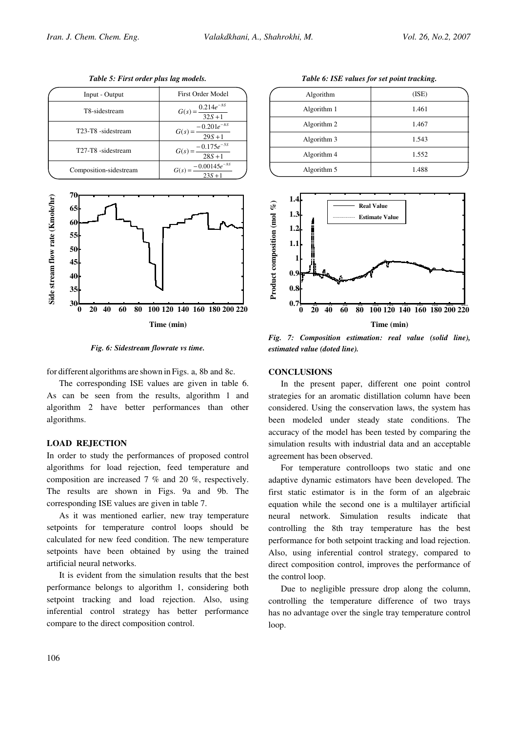*Table 5: First order plus lag models.*

| Input - Output | First Order Model |
|---|---|
| T8-sidestream | $G(s)=\dfrac{0.214e^{-8S}}{32S+1}$ |
| T23-T8 -sidestream | $G(s)=\dfrac{-0.201e^{-6S}}{29S+1}$ |
| T27-T8 -sidestream | $G(s)=\dfrac{-0.175e^{-5S}}{28S+1}$ |
| Composition-sidestream | $G(s)=\dfrac{-0.00145e^{-8S}}{23S+1}$ |

*Fig. 6: Sidestream flowrate vs time.*

*Table 6: ISE values for set point tracking.*

| Algorithm | (ISE) |
|---|---|
| Algorithm 1 | 1.461 |
| Algorithm 2 | 1.467 |
| Algorithm 3 | 1.543 |
| Algorithm 4 | 1.552 |
| Algorithm 5 | 1.488 |

*Fig. 7: Composition estimation: real value (solid line), estimated value (doted line).*

for different algorithms are shown in Figs. a, 8b and 8c.

The corresponding ISE values are given in table 6. As can be seen from the results, algorithm 1 and algorithm 2 have better performances than other algorithms.

## LOAD REJECTION

In order to study the performances of proposed control algorithms for load rejection, feed temperature and composition are increased 7 % and 20 %, respectively. The results are shown in Figs. 9a and 9b. The corresponding ISE values are given in table 7.

As it was mentioned earlier, new tray temperature setpoints for temperature control loops should be calculated for new feed condition. The new temperature setpoints have been obtained by using the trained artificial neural networks.

It is evident from the simulation results that the best performance belongs to algorithm 1, considering both setpoint tracking and load rejection. Also, using inferential control strategy has better performance compare to the direct composition control.

## CONCLUSIONS

In the present paper, different one point control strategies for an aromatic distillation column have been considered. Using the conservation laws, the system has been modeled under steady state conditions. The accuracy of the model has been tested by comparing the simulation results with industrial data and an acceptable agreement has been observed.

For temperature controlloops two static and one adaptive dynamic estimators have been developed. The first static estimator is in the form of an algebraic equation while the second one is a multilayer artificial neural network. Simulation results indicate that controlling the 8th tray temperature has the best performance for both setpoint tracking and load rejection. Also, using inferential control strategy, compared to direct composition control, improves the performance of the control loop.

Due to negligible pressure drop along the column, controlling the temperature difference of two trays has no advantage over the single tray temperature control loop.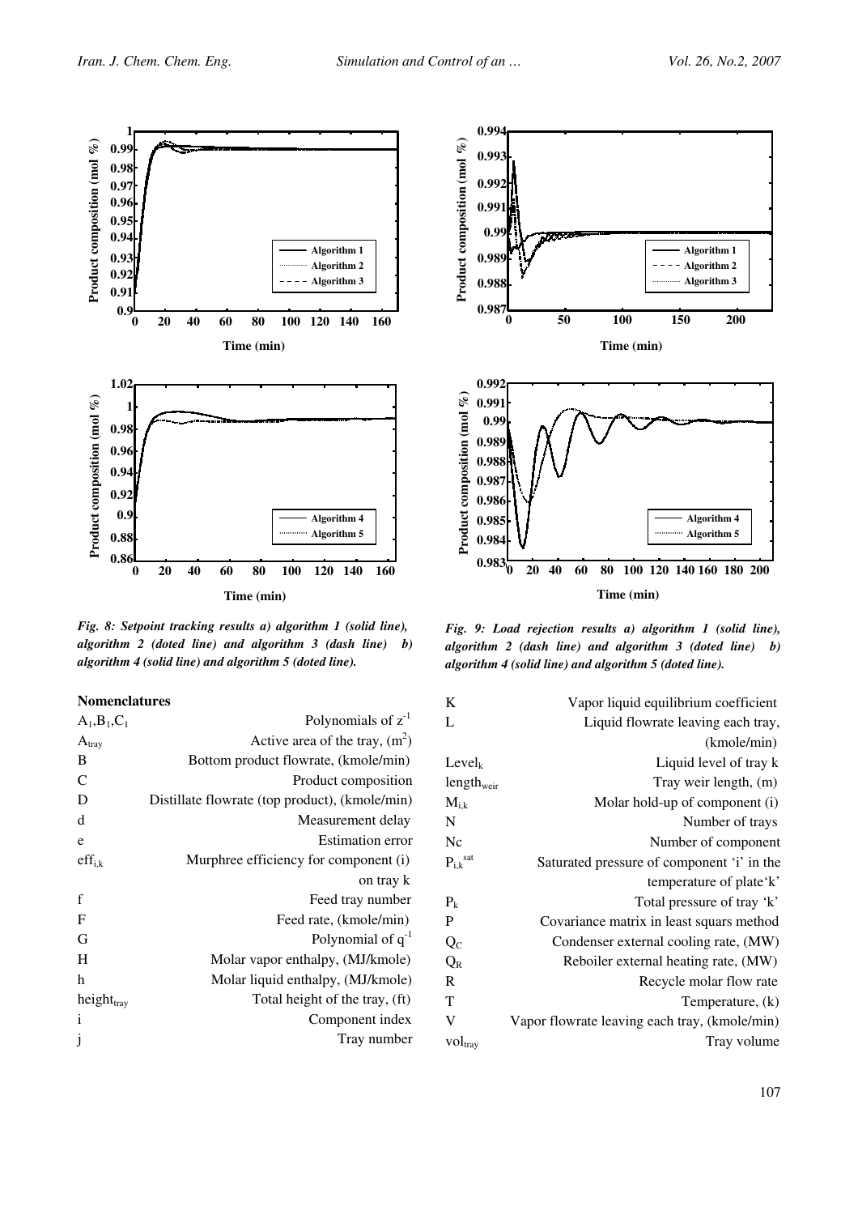*Fig. 8: Setpoint tracking results a) algorithm 1 (solid line), algorithm 2 (doted line) and algorithm 3 (dash line) b) algorithm 4 (solid line) and algorithm 5 (doted line).*

*Fig. 9: Load rejection results a) algorithm 1 (solid line), algorithm 2 (dash line) and algorithm 3 (doted line) b) algorithm 4 (solid line) and algorithm 5 (doted line).*

## Nomenclatures

| | |
|---|---|
| $A_1, B_1, C_1$ | Polynomials of $z^{-1}$ |
| $A_{tray}$ | Active area of the tray, $(m^2)$ |
| B | Bottom product flowrate, (kmole/min) |
| C | Product composition |
| D | Distillate flowrate (top product), (kmole/min) |
| d | Measurement delay |
| e | Estimation error |
| $eff_{i,k}$ | Murphree efficiency for component (i) on tray k |
| f | Feed tray number |
| F | Feed rate, (kmole/min) |
| G | Polynomial of $q^{-1}$ |
| H | Molar vapor enthalpy, (MJ/kmole) |
| h | Molar liquid enthalpy, (MJ/kmole) |
| $height_{tray}$ | Total height of the tray, (ft) |
| i | Component index |
| j | Tray number |
| K | Vapor liquid equilibrium coefficient |
| L | Liquid flowrate leaving each tray, (kmole/min) |
| $Level_k$ | Liquid level of tray k |
| $length_{weir}$ | Tray weir length, (m) |
| $M_{i,k}$ | Molar hold-up of component (i) |
| N | Number of trays |
| Nc | Number of component |
| $P_{i,k}^{sat}$ | Saturated pressure of component 'i' in the temperature of plate'k' |
| $P_k$ | Total pressure of tray 'k' |
| P | Covariance matrix in least squars method |
| $Q_C$ | Condenser external cooling rate, (MW) |
| $Q_R$ | Reboiler external heating rate, (MW) |
| R | Recycle molar flow rate |
| T | Temperature, (k) |
| V | Vapor flowrate leaving each tray, (kmole/min) |
| $vol_{tray}$ | Tray volume |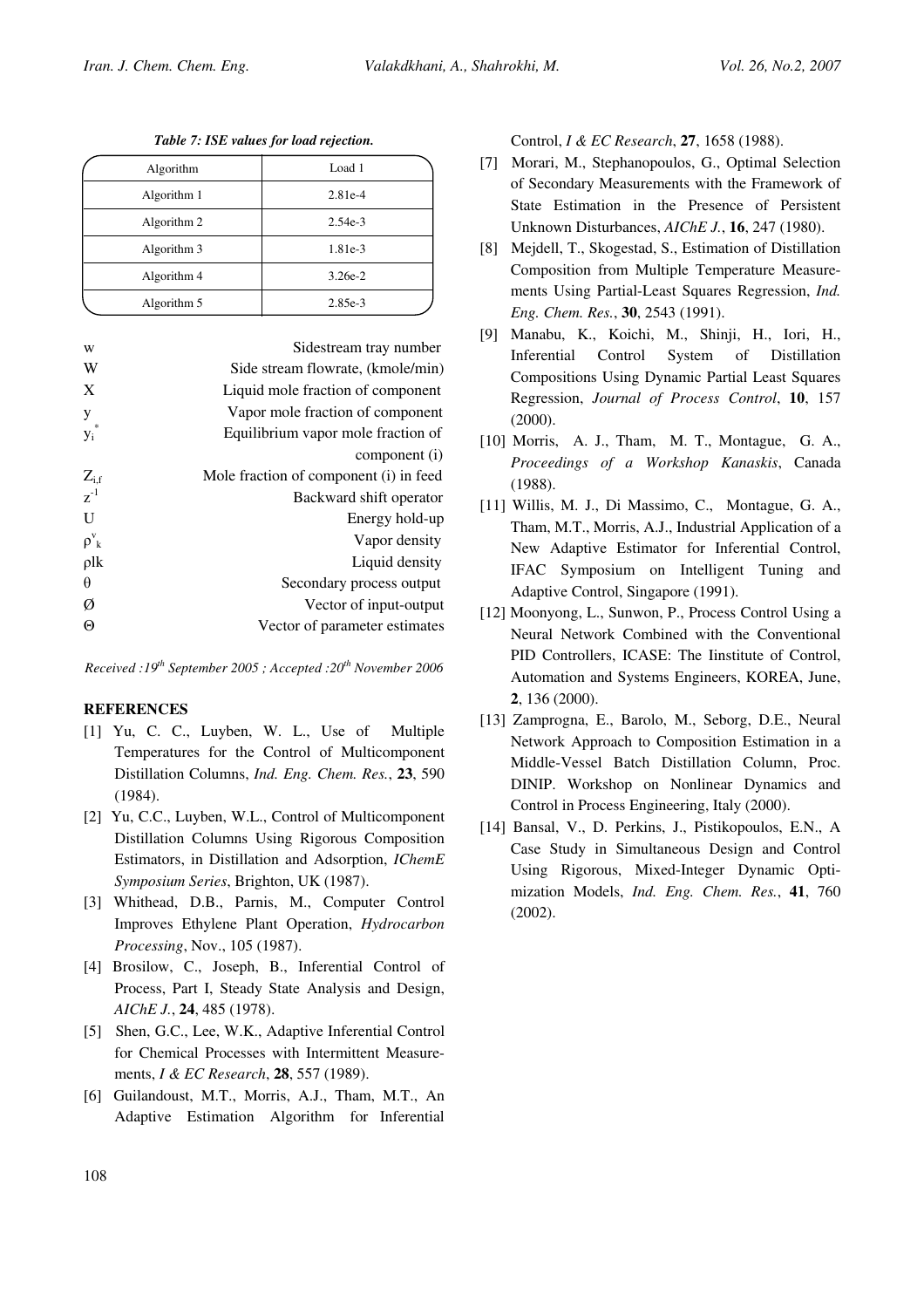*Table 7: ISE values for load rejection.*

| Algorithm | Load 1 |
|---|---|
| Algorithm 1 | 2.81e-4 |
| Algorithm 2 | 2.54e-3 |
| Algorithm 3 | 1.81e-3 |
| Algorithm 4 | 3.26e-2 |
| Algorithm 5 | 2.85e-3 |

| | |
|---|---|
| w | Sidestream tray number |
| W | Side stream flowrate, (kmole/min) |
| X | Liquid mole fraction of component |
| y | Vapor mole fraction of component |
| $y_i^*$ | Equilibrium vapor mole fraction of component (i) |
| $Z_{i,f}$ | Mole fraction of component (i) in feed |
| $z^{-1}$ | Backward shift operator |
| U | Energy hold-up |
| $\rho^v_k$ | Vapor density |
| ρlk | Liquid density |
| θ | Secondary process output |
| Ø | Vector of input-output |
| Θ | Vector of parameter estimates |

*Received :19th September 2005 ; Accepted :20th November 2006*

**REFERENCES**

[1] Yu, C. C., Luyben, W. L., Use of Multiple Temperatures for the Control of Multicomponent Distillation Columns, *Ind. Eng. Chem. Res.*, **23**, 590 (1984).

[2] Yu, C.C., Luyben, W.L., Control of Multicomponent Distillation Columns Using Rigorous Composition Estimators, in Distillation and Adsorption, *IChemE Symposium Series*, Brighton, UK (1987).

[3] Whithead, D.B., Parnis, M., Computer Control Improves Ethylene Plant Operation, *Hydrocarbon Processing*, Nov., 105 (1987).

[4] Brosilow, C., Joseph, B., Inferential Control of Process, Part I, Steady State Analysis and Design, *AIChE J.*, **24**, 485 (1978).

[5] Shen, G.C., Lee, W.K., Adaptive Inferential Control for Chemical Processes with Intermittent Measurements, *I & EC Research*, **28**, 557 (1989).

[6] Guilandoust, M.T., Morris, A.J., Tham, M.T., An Adaptive Estimation Algorithm for Inferential Control, *I & EC Research*, **27**, 1658 (1988).

[7] Morari, M., Stephanopoulos, G., Optimal Selection of Secondary Measurements with the Framework of State Estimation in the Presence of Persistent Unknown Disturbances, *AIChE J.*, **16**, 247 (1980).

[8] Mejdell, T., Skogestad, S., Estimation of Distillation Composition from Multiple Temperature Measurements Using Partial-Least Squares Regression, *Ind. Eng. Chem. Res.*, **30**, 2543 (1991).

[9] Manabu, K., Koichi, M., Shinji, H., Iori, H., Inferential Control System of Distillation Compositions Using Dynamic Partial Least Squares Regression, *Journal of Process Control*, **10**, 157 (2000).

[10] Morris, A. J., Tham, M. T., Montague, G. A., *Proceedings of a Workshop Kanaskis*, Canada (1988).

[11] Willis, M. J., Di Massimo, C., Montague, G. A., Tham, M.T., Morris, A.J., Industrial Application of a New Adaptive Estimator for Inferential Control, IFAC Symposium on Intelligent Tuning and Adaptive Control, Singapore (1991).

[12] Moonyong, L., Sunwon, P., Process Control Using a Neural Network Combined with the Conventional PID Controllers, ICASE: The Iinstitute of Control, Automation and Systems Engineers, KOREA, June, **2**, 136 (2000).

[13] Zamprogna, E., Barolo, M., Seborg, D.E., Neural Network Approach to Composition Estimation in a Middle-Vessel Batch Distillation Column, Proc. DINIP. Workshop on Nonlinear Dynamics and Control in Process Engineering, Italy (2000).

[14] Bansal, V., D. Perkins, J., Pistikopoulos, E.N., A Case Study in Simultaneous Design and Control Using Rigorous, Mixed-Integer Dynamic Optimization Models, *Ind. Eng. Chem. Res.*, **41**, 760 (2002).